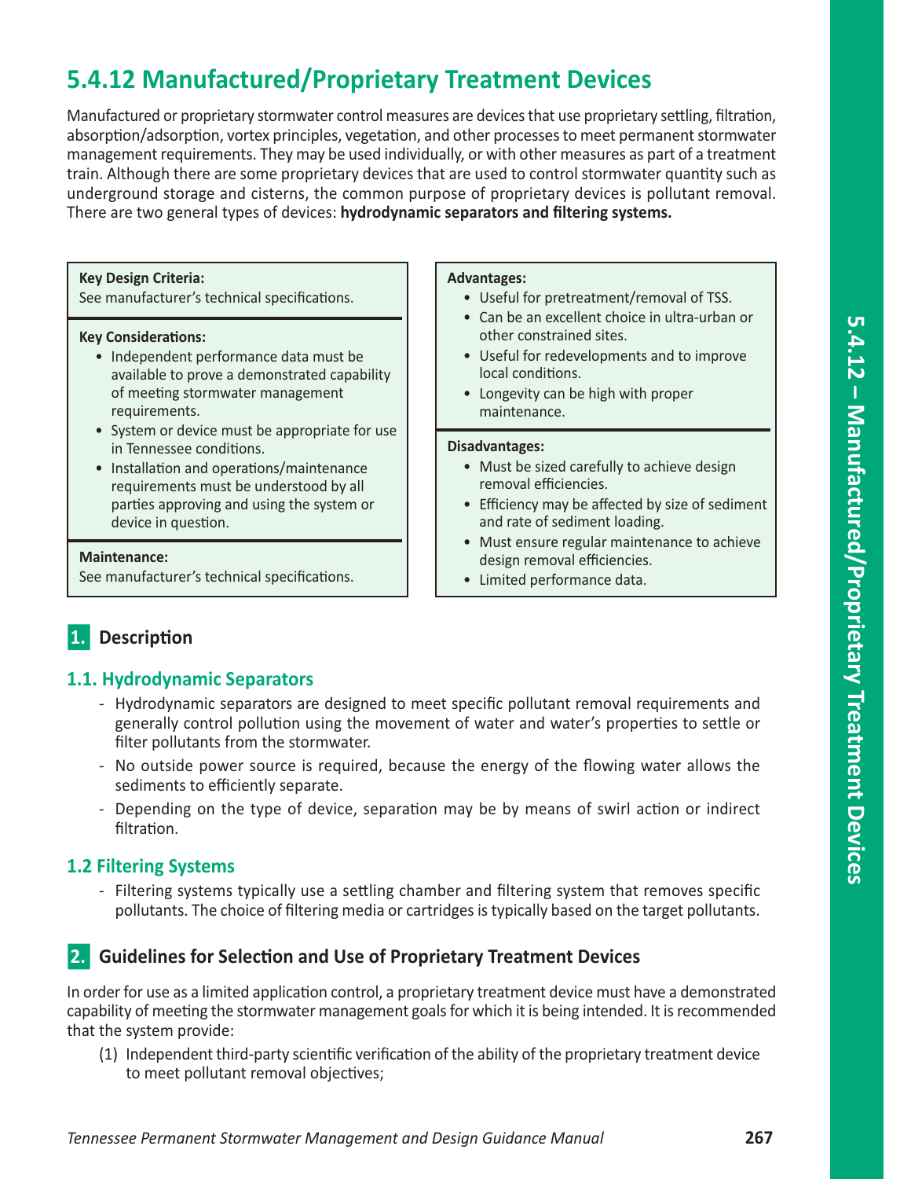# 5.4.12 Manufactured/Proprietary Treatment Devices

Manufactured or proprietary stormwater control measures are devices that use proprietary settling, filtration, absorption/adsorption, vortex principles, vegetation, and other processes to meet permanent stormwater management requirements. They may be used individually, or with other measures as part of a treatment train. Although there are some proprietary devices that are used to control stormwater quantity such as underground storage and cisterns, the common purpose of proprietary devices is pollutant removal. There are two general types of devices: **hydrodynamic separators and filtering systems.**

**Key Design Criteria:**
See manufacturer's technical specifications.

**Key Considerations:**
- Independent performance data must be available to prove a demonstrated capability of meeting stormwater management requirements.
- System or device must be appropriate for use in Tennessee conditions.
- Installation and operations/maintenance requirements must be understood by all parties approving and using the system or device in question.

**Maintenance:**
See manufacturer's technical specifications.

**Advantages:**
- Useful for pretreatment/removal of TSS.
- Can be an excellent choice in ultra-urban or other constrained sites.
- Useful for redevelopments and to improve local conditions.
- Longevity can be high with proper maintenance.

**Disadvantages:**
- Must be sized carefully to achieve design removal efficiencies.
- Efficiency may be affected by size of sediment and rate of sediment loading.
- Must ensure regular maintenance to achieve design removal efficiencies.
- Limited performance data.

## 1. Description

### 1.1. Hydrodynamic Separators

- Hydrodynamic separators are designed to meet specific pollutant removal requirements and generally control pollution using the movement of water and water's properties to settle or filter pollutants from the stormwater.
- No outside power source is required, because the energy of the flowing water allows the sediments to efficiently separate.
- Depending on the type of device, separation may be by means of swirl action or indirect filtration.

### 1.2 Filtering Systems

- Filtering systems typically use a settling chamber and filtering system that removes specific pollutants. The choice of filtering media or cartridges is typically based on the target pollutants.

## 2. Guidelines for Selection and Use of Proprietary Treatment Devices

In order for use as a limited application control, a proprietary treatment device must have a demonstrated capability of meeting the stormwater management goals for which it is being intended. It is recommended that the system provide:

(1) Independent third-party scientific verification of the ability of the proprietary treatment device to meet pollutant removal objectives;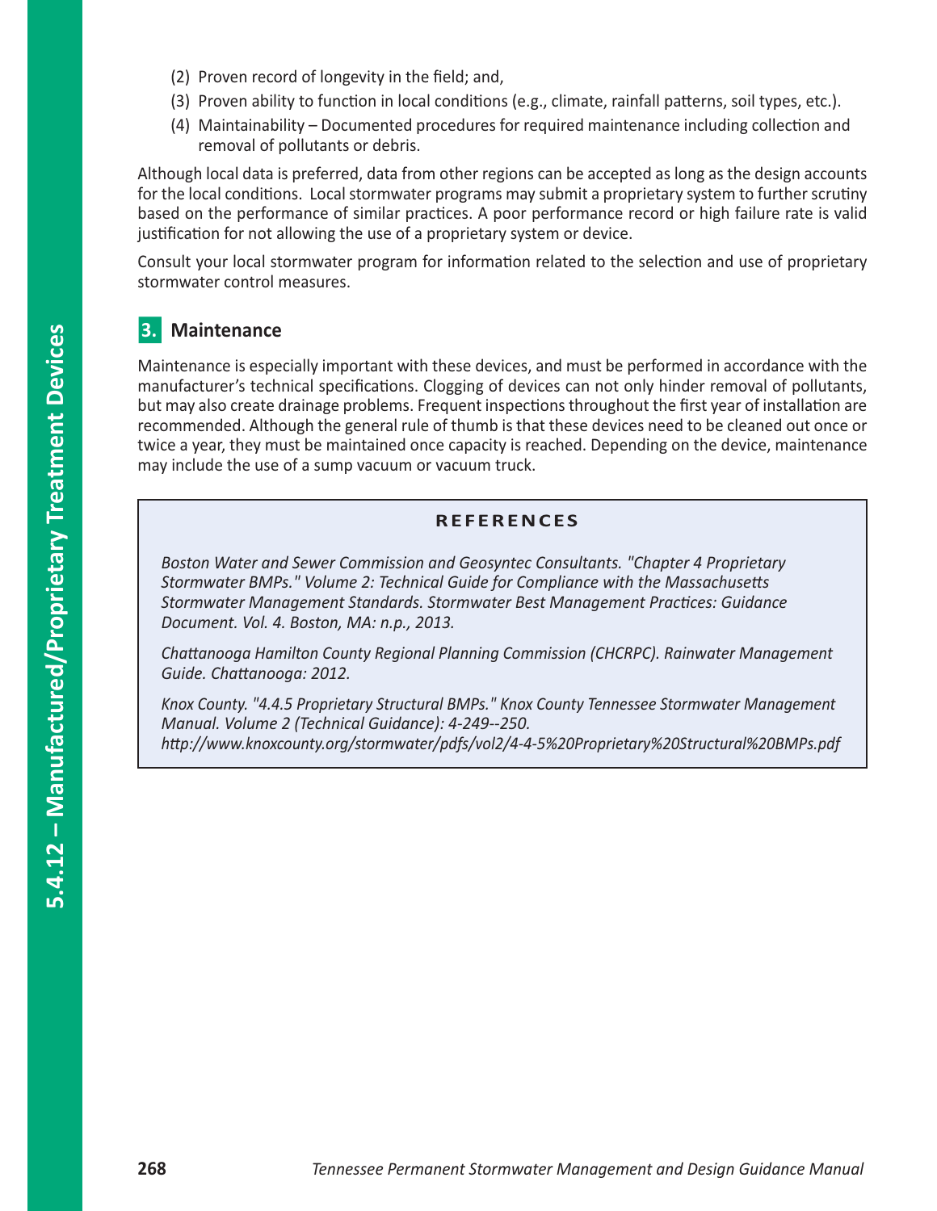(2) Proven record of longevity in the field; and,

(3) Proven ability to function in local conditions (e.g., climate, rainfall patterns, soil types, etc.).

(4) Maintainability – Documented procedures for required maintenance including collection and removal of pollutants or debris.

Although local data is preferred, data from other regions can be accepted as long as the design accounts for the local conditions. Local stormwater programs may submit a proprietary system to further scrutiny based on the performance of similar practices. A poor performance record or high failure rate is valid justification for not allowing the use of a proprietary system or device.

Consult your local stormwater program for information related to the selection and use of proprietary stormwater control measures.

## 3. Maintenance

Maintenance is especially important with these devices, and must be performed in accordance with the manufacturer's technical specifications. Clogging of devices can not only hinder removal of pollutants, but may also create drainage problems. Frequent inspections throughout the first year of installation are recommended. Although the general rule of thumb is that these devices need to be cleaned out once or twice a year, they must be maintained once capacity is reached. Depending on the device, maintenance may include the use of a sump vacuum or vacuum truck.

### REFERENCES

*Boston Water and Sewer Commission and Geosyntec Consultants. "Chapter 4 Proprietary Stormwater BMPs." Volume 2: Technical Guide for Compliance with the Massachusetts Stormwater Management Standards. Stormwater Best Management Practices: Guidance Document. Vol. 4. Boston, MA: n.p., 2013.*

*Chattanooga Hamilton County Regional Planning Commission (CHCRPC). Rainwater Management Guide. Chattanooga: 2012.*

*Knox County. "4.4.5 Proprietary Structural BMPs." Knox County Tennessee Stormwater Management Manual. Volume 2 (Technical Guidance): 4-249--250. http://www.knoxcounty.org/stormwater/pdfs/vol2/4-4-5%20Proprietary%20Structural%20BMPs.pdf*